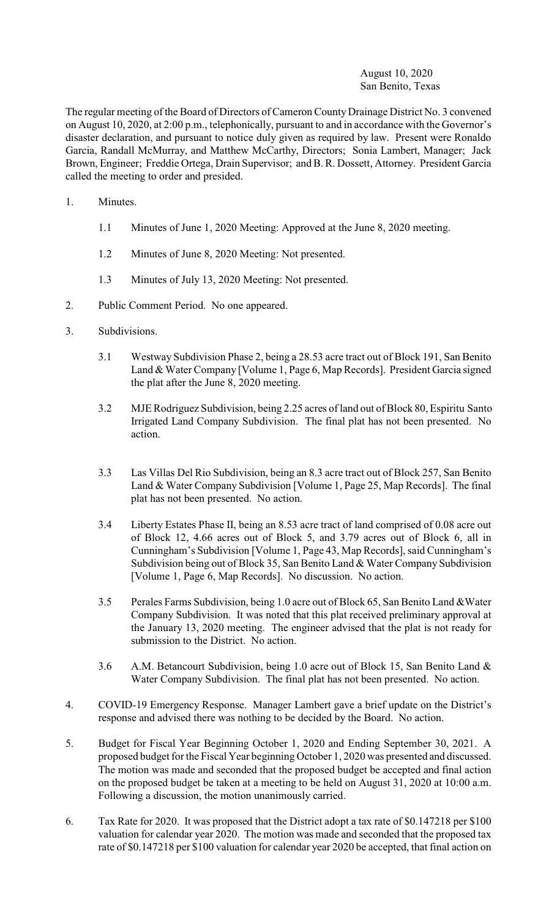August 10, 2020
San Benito, Texas

The regular meeting of the Board of Directors of Cameron County Drainage District No. 3 convened on August 10, 2020, at 2:00 p.m., telephonically, pursuant to and in accordance with the Governor's disaster declaration, and pursuant to notice duly given as required by law. Present were Ronaldo Garcia, Randall McMurray, and Matthew McCarthy, Directors; Sonia Lambert, Manager; Jack Brown, Engineer; Freddie Ortega, Drain Supervisor; and B. R. Dossett, Attorney. President Garcia called the meeting to order and presided.

1. Minutes.

   1.1 Minutes of June 1, 2020 Meeting: Approved at the June 8, 2020 meeting.

   1.2 Minutes of June 8, 2020 Meeting: Not presented.

   1.3 Minutes of July 13, 2020 Meeting: Not presented.

2. Public Comment Period. No one appeared.

3. Subdivisions.

   3.1 Westway Subdivision Phase 2, being a 28.53 acre tract out of Block 191, San Benito Land & Water Company [Volume 1, Page 6, Map Records]. President Garcia signed the plat after the June 8, 2020 meeting.

   3.2 MJE Rodriguez Subdivision, being 2.25 acres of land out of Block 80, Espiritu Santo Irrigated Land Company Subdivision. The final plat has not been presented. No action.

   3.3 Las Villas Del Rio Subdivision, being an 8.3 acre tract out of Block 257, San Benito Land & Water Company Subdivision [Volume 1, Page 25, Map Records]. The final plat has not been presented. No action.

   3.4 Liberty Estates Phase II, being an 8.53 acre tract of land comprised of 0.08 acre out of Block 12, 4.66 acres out of Block 5, and 3.79 acres out of Block 6, all in Cunningham's Subdivision [Volume 1, Page 43, Map Records], said Cunningham's Subdivision being out of Block 35, San Benito Land & Water Company Subdivision [Volume 1, Page 6, Map Records]. No discussion. No action.

   3.5 Perales Farms Subdivision, being 1.0 acre out of Block 65, San Benito Land &Water Company Subdivision. It was noted that this plat received preliminary approval at the January 13, 2020 meeting. The engineer advised that the plat is not ready for submission to the District. No action.

   3.6 A.M. Betancourt Subdivision, being 1.0 acre out of Block 15, San Benito Land & Water Company Subdivision. The final plat has not been presented. No action.

4. COVID-19 Emergency Response. Manager Lambert gave a brief update on the District's response and advised there was nothing to be decided by the Board. No action.

5. Budget for Fiscal Year Beginning October 1, 2020 and Ending September 30, 2021. A proposed budget for the Fiscal Year beginning October 1, 2020 was presented and discussed. The motion was made and seconded that the proposed budget be accepted and final action on the proposed budget be taken at a meeting to be held on August 31, 2020 at 10:00 a.m. Following a discussion, the motion unanimously carried.

6. Tax Rate for 2020. It was proposed that the District adopt a tax rate of $0.147218 per $100 valuation for calendar year 2020. The motion was made and seconded that the proposed tax rate of $0.147218 per $100 valuation for calendar year 2020 be accepted, that final action on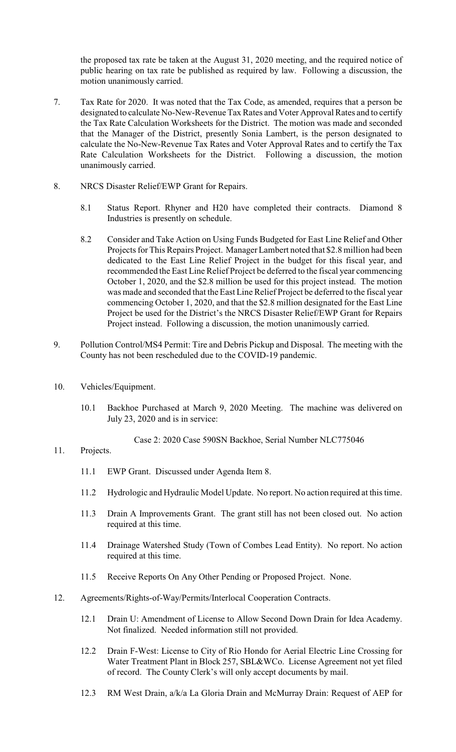the proposed tax rate be taken at the August 31, 2020 meeting, and the required notice of public hearing on tax rate be published as required by law. Following a discussion, the motion unanimously carried.

7. Tax Rate for 2020. It was noted that the Tax Code, as amended, requires that a person be designated to calculate No-New-Revenue Tax Rates and Voter Approval Rates and to certify the Tax Rate Calculation Worksheets for the District. The motion was made and seconded that the Manager of the District, presently Sonia Lambert, is the person designated to calculate the No-New-Revenue Tax Rates and Voter Approval Rates and to certify the Tax Rate Calculation Worksheets for the District. Following a discussion, the motion unanimously carried.

8. NRCS Disaster Relief/EWP Grant for Repairs.

   8.1 Status Report. Rhyner and H20 have completed their contracts. Diamond 8 Industries is presently on schedule.

   8.2 Consider and Take Action on Using Funds Budgeted for East Line Relief and Other Projects for This Repairs Project. Manager Lambert noted that $2.8 million had been dedicated to the East Line Relief Project in the budget for this fiscal year, and recommended the East Line Relief Project be deferred to the fiscal year commencing October 1, 2020, and the $2.8 million be used for this project instead. The motion was made and seconded that the East Line Relief Project be deferred to the fiscal year commencing October 1, 2020, and that the $2.8 million designated for the East Line Project be used for the District's the NRCS Disaster Relief/EWP Grant for Repairs Project instead. Following a discussion, the motion unanimously carried.

9. Pollution Control/MS4 Permit: Tire and Debris Pickup and Disposal. The meeting with the County has not been rescheduled due to the COVID-19 pandemic.

10. Vehicles/Equipment.

    10.1 Backhoe Purchased at March 9, 2020 Meeting. The machine was delivered on July 23, 2020 and is in service:

    Case 2: 2020 Case 590SN Backhoe, Serial Number NLC775046

11. Projects.

    11.1 EWP Grant. Discussed under Agenda Item 8.

    11.2 Hydrologic and Hydraulic Model Update. No report. No action required at this time.

    11.3 Drain A Improvements Grant. The grant still has not been closed out. No action required at this time.

    11.4 Drainage Watershed Study (Town of Combes Lead Entity). No report. No action required at this time.

    11.5 Receive Reports On Any Other Pending or Proposed Project. None.

12. Agreements/Rights-of-Way/Permits/Interlocal Cooperation Contracts.

    12.1 Drain U: Amendment of License to Allow Second Down Drain for Idea Academy. Not finalized. Needed information still not provided.

    12.2 Drain F-West: License to City of Rio Hondo for Aerial Electric Line Crossing for Water Treatment Plant in Block 257, SBL&WCo. License Agreement not yet filed of record. The County Clerk's will only accept documents by mail.

    12.3 RM West Drain, a/k/a La Gloria Drain and McMurray Drain: Request of AEP for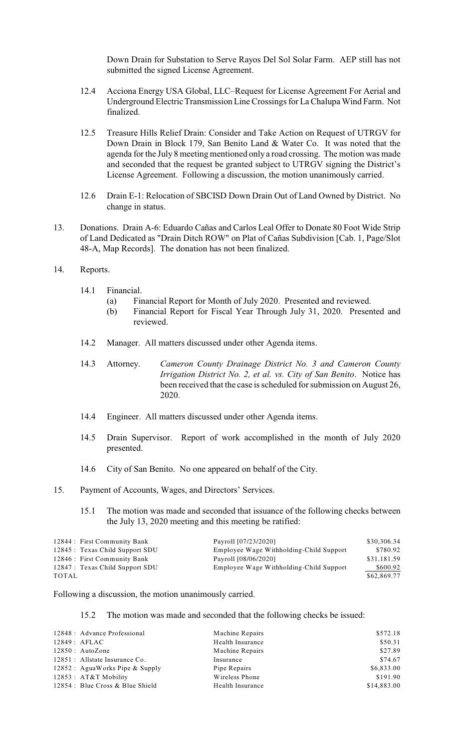Down Drain for Substation to Serve Rayos Del Sol Solar Farm. AEP still has not submitted the signed License Agreement.

12.4 Acciona Energy USA Global, LLC–Request for License Agreement For Aerial and Underground Electric Transmission Line Crossings for La Chalupa Wind Farm. Not finalized.

12.5 Treasure Hills Relief Drain: Consider and Take Action on Request of UTRGV for Down Drain in Block 179, San Benito Land & Water Co. It was noted that the agenda for the July 8 meeting mentioned only a road crossing. The motion was made and seconded that the request be granted subject to UTRGV signing the District's License Agreement. Following a discussion, the motion unanimously carried.

12.6 Drain E-1: Relocation of SBCISD Down Drain Out of Land Owned by District. No change in status.

13. Donations. Drain A-6: Eduardo Cañas and Carlos Leal Offer to Donate 80 Foot Wide Strip of Land Dedicated as "Drain Ditch ROW" on Plat of Cañas Subdivision [Cab. 1, Page/Slot 48-A, Map Records]. The donation has not been finalized.

14. Reports.

14.1 Financial.

(a) Financial Report for Month of July 2020. Presented and reviewed.

(b) Financial Report for Fiscal Year Through July 31, 2020. Presented and reviewed.

14.2 Manager. All matters discussed under other Agenda items.

14.3 Attorney. *Cameron County Drainage District No. 3 and Cameron County Irrigation District No. 2, et al. vs. City of San Benito*. Notice has been received that the case is scheduled for submission on August 26, 2020.

14.4 Engineer. All matters discussed under other Agenda items.

14.5 Drain Supervisor. Report of work accomplished in the month of July 2020 presented.

14.6 City of San Benito. No one appeared on behalf of the City.

15. Payment of Accounts, Wages, and Directors' Services.

15.1 The motion was made and seconded that issuance of the following checks between the July 13, 2020 meeting and this meeting be ratified:

| | | |
|---|---|---|
| 12844 : First Community Bank | Payroll [07/23/2020] | $30,306.34 |
| 12845 : Texas Child Support SDU | Employee Wage Withholding-Child Support | $780.92 |
| 12846 : First Community Bank | Payroll [08/06/2020] | $31,181.59 |
| 12847 : Texas Child Support SDU | Employee Wage Withholding-Child Support | $600.92 |
| TOTAL | | $62,869.77 |

Following a discussion, the motion unanimously carried.

15.2 The motion was made and seconded that the following checks be issued:

| | | |
|---|---|---|
| 12848 : Advance Professional | Machine Repairs | $572.18 |
| 12849 : AFLAC | Health Insurance | $50.31 |
| 12850 : AutoZone | Machine Repairs | $27.89 |
| 12851 : Allstate Insurance Co. | Insurance | $74.67 |
| 12852 : AguaWorks Pipe & Supply | Pipe Repairs | $6,833.00 |
| 12853 : AT&T Mobility | Wireless Phone | $191.90 |
| 12854 : Blue Cross & Blue Shield | Health Insurance | $14,883.00 |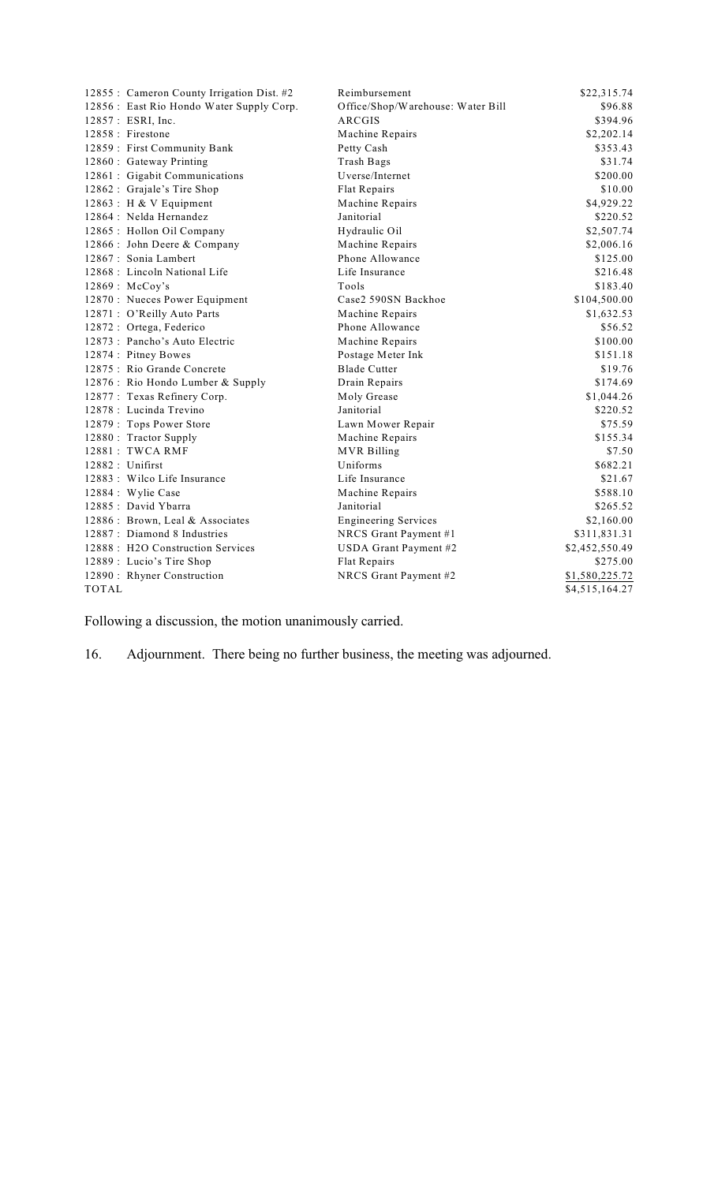| | | |
|---|---|---|
| 12855 : Cameron County Irrigation Dist. #2 | Reimbursement | $22,315.74 |
| 12856 : East Rio Hondo Water Supply Corp. | Office/Shop/Warehouse: Water Bill | $96.88 |
| 12857 : ESRI, Inc. | ARCGIS | $394.96 |
| 12858 : Firestone | Machine Repairs | $2,202.14 |
| 12859 : First Community Bank | Petty Cash | $353.43 |
| 12860 : Gateway Printing | Trash Bags | $31.74 |
| 12861 : Gigabit Communications | Uverse/Internet | $200.00 |
| 12862 : Grajale's Tire Shop | Flat Repairs | $10.00 |
| 12863 : H & V Equipment | Machine Repairs | $4,929.22 |
| 12864 : Nelda Hernandez | Janitorial | $220.52 |
| 12865 : Hollon Oil Company | Hydraulic Oil | $2,507.74 |
| 12866 : John Deere & Company | Machine Repairs | $2,006.16 |
| 12867 : Sonia Lambert | Phone Allowance | $125.00 |
| 12868 : Lincoln National Life | Life Insurance | $216.48 |
| 12869 : McCoy's | Tools | $183.40 |
| 12870 : Nueces Power Equipment | Case2 590SN Backhoe | $104,500.00 |
| 12871 : O'Reilly Auto Parts | Machine Repairs | $1,632.53 |
| 12872 : Ortega, Federico | Phone Allowance | $56.52 |
| 12873 : Pancho's Auto Electric | Machine Repairs | $100.00 |
| 12874 : Pitney Bowes | Postage Meter Ink | $151.18 |
| 12875 : Rio Grande Concrete | Blade Cutter | $19.76 |
| 12876 : Rio Hondo Lumber & Supply | Drain Repairs | $174.69 |
| 12877 : Texas Refinery Corp. | Moly Grease | $1,044.26 |
| 12878 : Lucinda Trevino | Janitorial | $220.52 |
| 12879 : Tops Power Store | Lawn Mower Repair | $75.59 |
| 12880 : Tractor Supply | Machine Repairs | $155.34 |
| 12881 : TWCA RMF | MVR Billing | $7.50 |
| 12882 : Unifirst | Uniforms | $682.21 |
| 12883 : Wilco Life Insurance | Life Insurance | $21.67 |
| 12884 : Wylie Case | Machine Repairs | $588.10 |
| 12885 : David Ybarra | Janitorial | $265.52 |
| 12886 : Brown, Leal & Associates | Engineering Services | $2,160.00 |
| 12887 : Diamond 8 Industries | NRCS Grant Payment #1 | $311,831.31 |
| 12888 : H2O Construction Services | USDA Grant Payment #2 | $2,452,550.49 |
| 12889 : Lucio's Tire Shop | Flat Repairs | $275.00 |
| 12890 : Rhyner Construction | NRCS Grant Payment #2 | $1,580,225.72 |
| TOTAL | | $4,515,164.27 |

Following a discussion, the motion unanimously carried.

16. Adjournment. There being no further business, the meeting was adjourned.